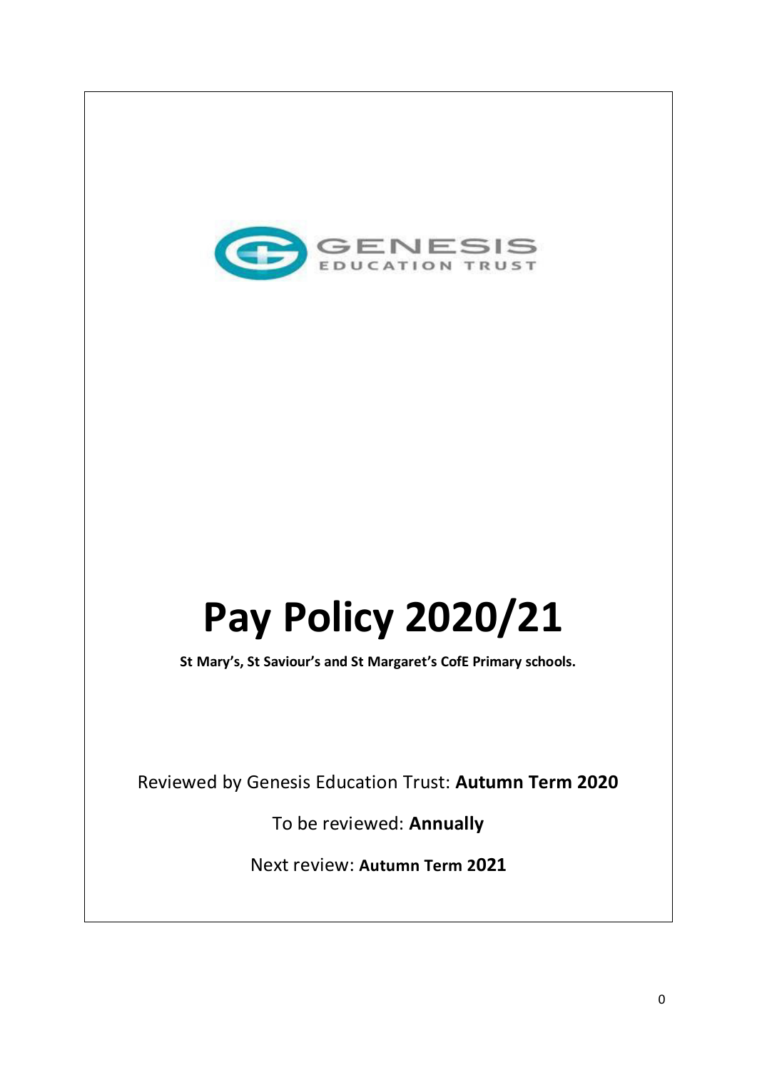GENESIS
EDUCATION TRUST

# Pay Policy 2020/21

**St Mary's, St Saviour's and St Margaret's CofE Primary schools.**

Reviewed by Genesis Education Trust: **Autumn Term 2020**

To be reviewed: **Annually**

Next review: **Autumn Term 2021**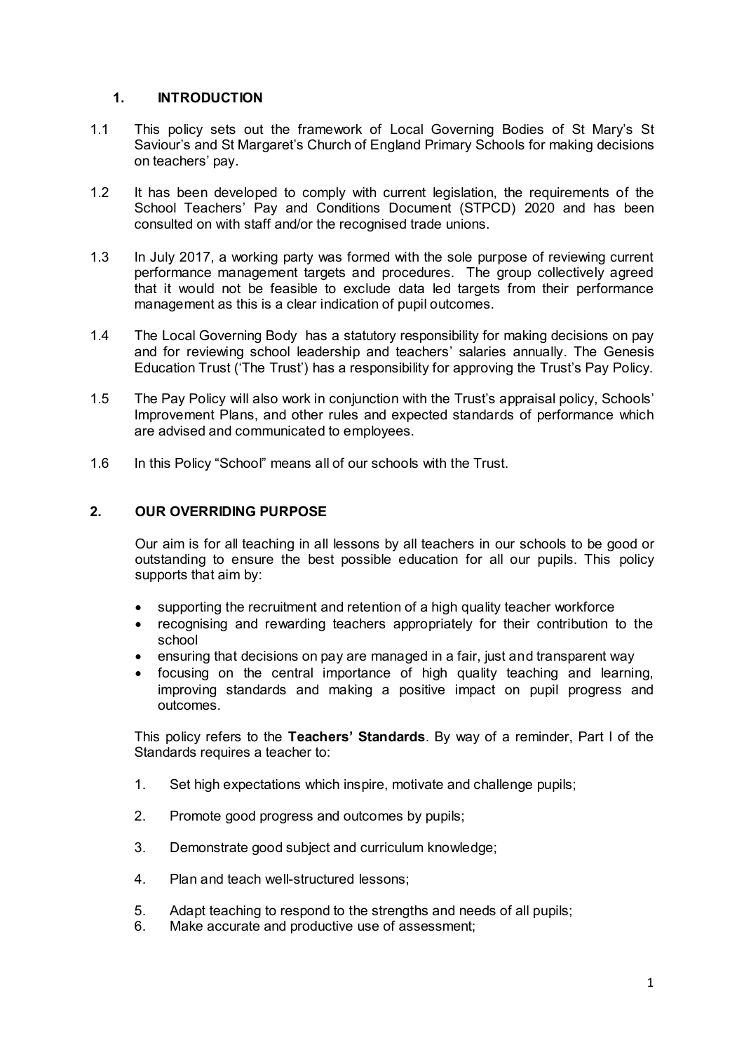## 1. INTRODUCTION

1.1 This policy sets out the framework of Local Governing Bodies of St Mary's St Saviour's and St Margaret's Church of England Primary Schools for making decisions on teachers' pay.

1.2 It has been developed to comply with current legislation, the requirements of the School Teachers' Pay and Conditions Document (STPCD) 2020 and has been consulted on with staff and/or the recognised trade unions.

1.3 In July 2017, a working party was formed with the sole purpose of reviewing current performance management targets and procedures. The group collectively agreed that it would not be feasible to exclude data led targets from their performance management as this is a clear indication of pupil outcomes.

1.4 The Local Governing Body has a statutory responsibility for making decisions on pay and for reviewing school leadership and teachers' salaries annually. The Genesis Education Trust ('The Trust') has a responsibility for approving the Trust's Pay Policy.

1.5 The Pay Policy will also work in conjunction with the Trust's appraisal policy, Schools' Improvement Plans, and other rules and expected standards of performance which are advised and communicated to employees.

1.6 In this Policy "School" means all of our schools with the Trust.

## 2. OUR OVERRIDING PURPOSE

Our aim is for all teaching in all lessons by all teachers in our schools to be good or outstanding to ensure the best possible education for all our pupils. This policy supports that aim by:

- supporting the recruitment and retention of a high quality teacher workforce
- recognising and rewarding teachers appropriately for their contribution to the school
- ensuring that decisions on pay are managed in a fair, just and transparent way
- focusing on the central importance of high quality teaching and learning, improving standards and making a positive impact on pupil progress and outcomes.

This policy refers to the **Teachers' Standards**. By way of a reminder, Part I of the Standards requires a teacher to:

1. Set high expectations which inspire, motivate and challenge pupils;
2. Promote good progress and outcomes by pupils;
3. Demonstrate good subject and curriculum knowledge;
4. Plan and teach well-structured lessons;
5. Adapt teaching to respond to the strengths and needs of all pupils;
6. Make accurate and productive use of assessment;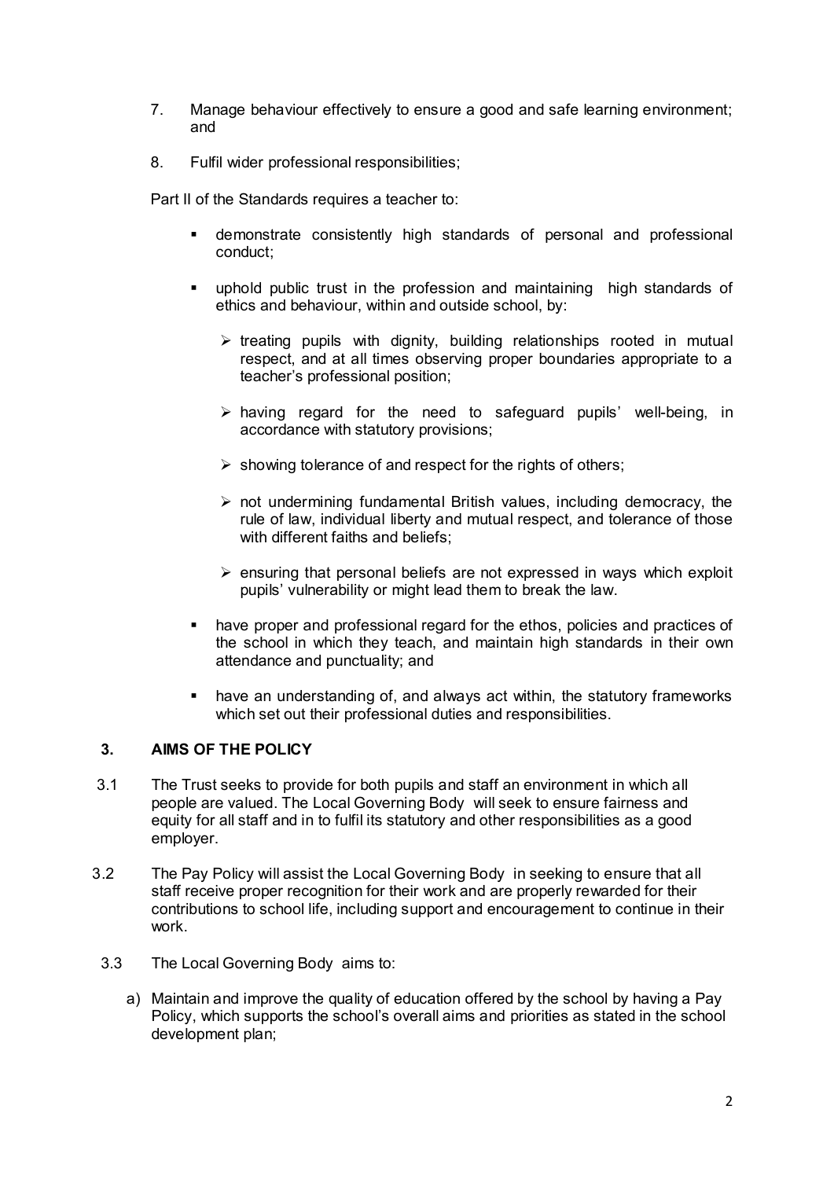7. Manage behaviour effectively to ensure a good and safe learning environment; and

8. Fulfil wider professional responsibilities;

Part II of the Standards requires a teacher to:

- demonstrate consistently high standards of personal and professional conduct;
- uphold public trust in the profession and maintaining high standards of ethics and behaviour, within and outside school, by:
  - ➢ treating pupils with dignity, building relationships rooted in mutual respect, and at all times observing proper boundaries appropriate to a teacher's professional position;
  - ➢ having regard for the need to safeguard pupils' well-being, in accordance with statutory provisions;
  - ➢ showing tolerance of and respect for the rights of others;
  - ➢ not undermining fundamental British values, including democracy, the rule of law, individual liberty and mutual respect, and tolerance of those with different faiths and beliefs;
  - ➢ ensuring that personal beliefs are not expressed in ways which exploit pupils' vulnerability or might lead them to break the law.
- have proper and professional regard for the ethos, policies and practices of the school in which they teach, and maintain high standards in their own attendance and punctuality; and
- have an understanding of, and always act within, the statutory frameworks which set out their professional duties and responsibilities.

## 3. AIMS OF THE POLICY

3.1 The Trust seeks to provide for both pupils and staff an environment in which all people are valued. The Local Governing Body will seek to ensure fairness and equity for all staff and in to fulfil its statutory and other responsibilities as a good employer.

3.2 The Pay Policy will assist the Local Governing Body in seeking to ensure that all staff receive proper recognition for their work and are properly rewarded for their contributions to school life, including support and encouragement to continue in their work.

3.3 The Local Governing Body aims to:

a) Maintain and improve the quality of education offered by the school by having a Pay Policy, which supports the school's overall aims and priorities as stated in the school development plan;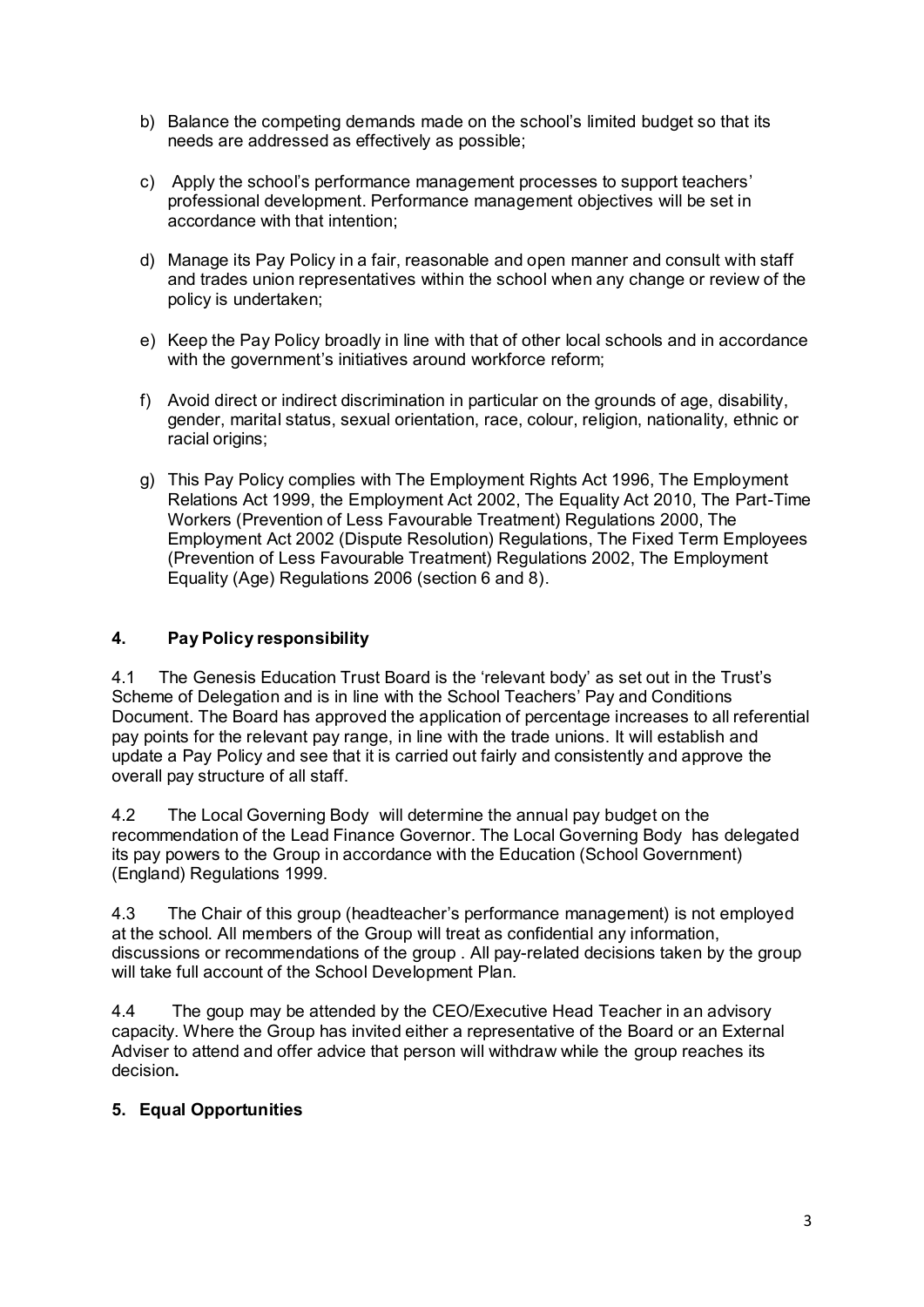b) Balance the competing demands made on the school's limited budget so that its needs are addressed as effectively as possible;

c) Apply the school's performance management processes to support teachers' professional development. Performance management objectives will be set in accordance with that intention;

d) Manage its Pay Policy in a fair, reasonable and open manner and consult with staff and trades union representatives within the school when any change or review of the policy is undertaken;

e) Keep the Pay Policy broadly in line with that of other local schools and in accordance with the government's initiatives around workforce reform;

f) Avoid direct or indirect discrimination in particular on the grounds of age, disability, gender, marital status, sexual orientation, race, colour, religion, nationality, ethnic or racial origins;

g) This Pay Policy complies with The Employment Rights Act 1996, The Employment Relations Act 1999, the Employment Act 2002, The Equality Act 2010, The Part-Time Workers (Prevention of Less Favourable Treatment) Regulations 2000, The Employment Act 2002 (Dispute Resolution) Regulations, The Fixed Term Employees (Prevention of Less Favourable Treatment) Regulations 2002, The Employment Equality (Age) Regulations 2006 (section 6 and 8).

## 4. Pay Policy responsibility

4.1 The Genesis Education Trust Board is the 'relevant body' as set out in the Trust's Scheme of Delegation and is in line with the School Teachers' Pay and Conditions Document. The Board has approved the application of percentage increases to all referential pay points for the relevant pay range, in line with the trade unions. It will establish and update a Pay Policy and see that it is carried out fairly and consistently and approve the overall pay structure of all staff.

4.2 The Local Governing Body will determine the annual pay budget on the recommendation of the Lead Finance Governor. The Local Governing Body has delegated its pay powers to the Group in accordance with the Education (School Government) (England) Regulations 1999.

4.3 The Chair of this group (headteacher's performance management) is not employed at the school. All members of the Group will treat as confidential any information, discussions or recommendations of the group . All pay-related decisions taken by the group will take full account of the School Development Plan.

4.4 The goup may be attended by the CEO/Executive Head Teacher in an advisory capacity. Where the Group has invited either a representative of the Board or an External Adviser to attend and offer advice that person will withdraw while the group reaches its decision**.**

## 5. Equal Opportunities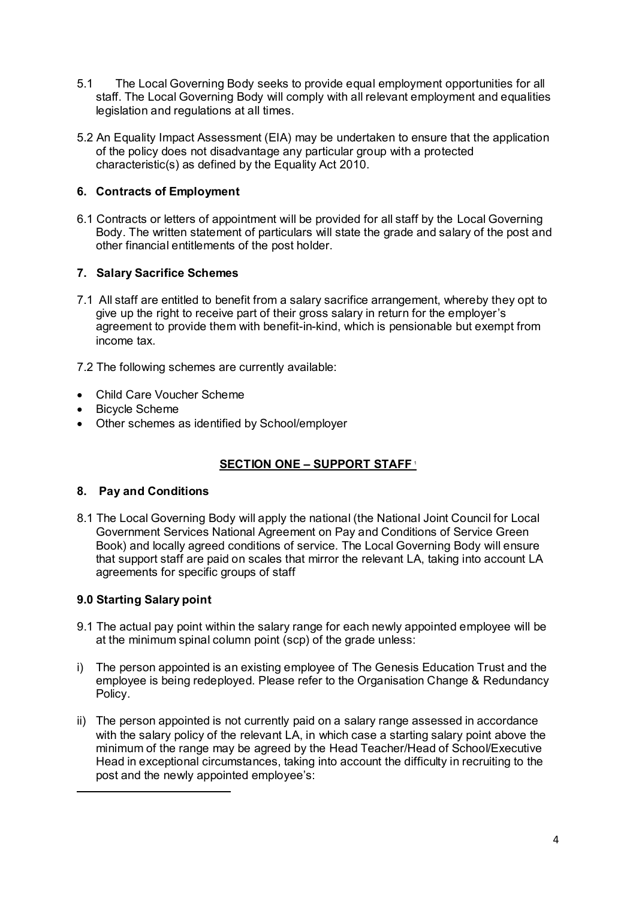5.1 The Local Governing Body seeks to provide equal employment opportunities for all staff. The Local Governing Body will comply with all relevant employment and equalities legislation and regulations at all times.

5.2 An Equality Impact Assessment (EIA) may be undertaken to ensure that the application of the policy does not disadvantage any particular group with a protected characteristic(s) as defined by the Equality Act 2010.

## 6. Contracts of Employment

6.1 Contracts or letters of appointment will be provided for all staff by the Local Governing Body. The written statement of particulars will state the grade and salary of the post and other financial entitlements of the post holder.

## 7. Salary Sacrifice Schemes

7.1 All staff are entitled to benefit from a salary sacrifice arrangement, whereby they opt to give up the right to receive part of their gross salary in return for the employer's agreement to provide them with benefit-in-kind, which is pensionable but exempt from income tax.

7.2 The following schemes are currently available:

- Child Care Voucher Scheme
- Bicycle Scheme
- Other schemes as identified by School/employer

## SECTION ONE – SUPPORT STAFF [1]

## 8. Pay and Conditions

8.1 The Local Governing Body will apply the national (the National Joint Council for Local Government Services National Agreement on Pay and Conditions of Service Green Book) and locally agreed conditions of service. The Local Governing Body will ensure that support staff are paid on scales that mirror the relevant LA, taking into account LA agreements for specific groups of staff

## 9.0 Starting Salary point

9.1 The actual pay point within the salary range for each newly appointed employee will be at the minimum spinal column point (scp) of the grade unless:

i) The person appointed is an existing employee of The Genesis Education Trust and the employee is being redeployed. Please refer to the Organisation Change & Redundancy Policy.

ii) The person appointed is not currently paid on a salary range assessed in accordance with the salary policy of the relevant LA, in which case a starting salary point above the minimum of the range may be agreed by the Head Teacher/Head of School/Executive Head in exceptional circumstances, taking into account the difficulty in recruiting to the post and the newly appointed employee's: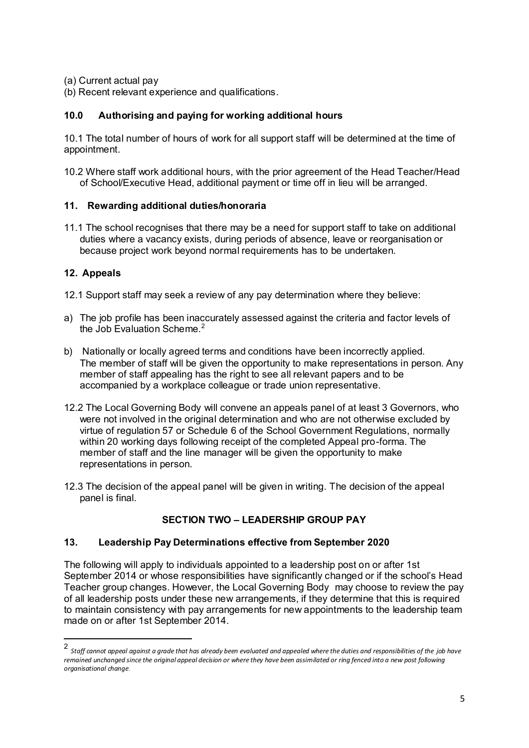(a) Current actual pay
(b) Recent relevant experience and qualifications.

### 10.0 Authorising and paying for working additional hours

10.1 The total number of hours of work for all support staff will be determined at the time of appointment.

10.2 Where staff work additional hours, with the prior agreement of the Head Teacher/Head of School/Executive Head, additional payment or time off in lieu will be arranged.

### 11. Rewarding additional duties/honoraria

11.1 The school recognises that there may be a need for support staff to take on additional duties where a vacancy exists, during periods of absence, leave or reorganisation or because project work beyond normal requirements has to be undertaken.

### 12. Appeals

12.1 Support staff may seek a review of any pay determination where they believe:

a) The job profile has been inaccurately assessed against the criteria and factor levels of the Job Evaluation Scheme.[2]

b) Nationally or locally agreed terms and conditions have been incorrectly applied. The member of staff will be given the opportunity to make representations in person. Any member of staff appealing has the right to see all relevant papers and to be accompanied by a workplace colleague or trade union representative.

12.2 The Local Governing Body will convene an appeals panel of at least 3 Governors, who were not involved in the original determination and who are not otherwise excluded by virtue of regulation 57 or Schedule 6 of the School Government Regulations, normally within 20 working days following receipt of the completed Appeal pro-forma. The member of staff and the line manager will be given the opportunity to make representations in person.

12.3 The decision of the appeal panel will be given in writing. The decision of the appeal panel is final.

## SECTION TWO – LEADERSHIP GROUP PAY

### 13. Leadership Pay Determinations effective from September 2020

The following will apply to individuals appointed to a leadership post on or after 1st September 2014 or whose responsibilities have significantly changed or if the school's Head Teacher group changes. However, the Local Governing Body may choose to review the pay of all leadership posts under these new arrangements, if they determine that this is required to maintain consistency with pay arrangements for new appointments to the leadership team made on or after 1st September 2014.

---

[2] *Staff cannot appeal against a grade that has already been evaluated and appealed where the duties and responsibilities of the job have remained unchanged since the original appeal decision or where they have been assimilated or ring fenced into a new post following organisational change.*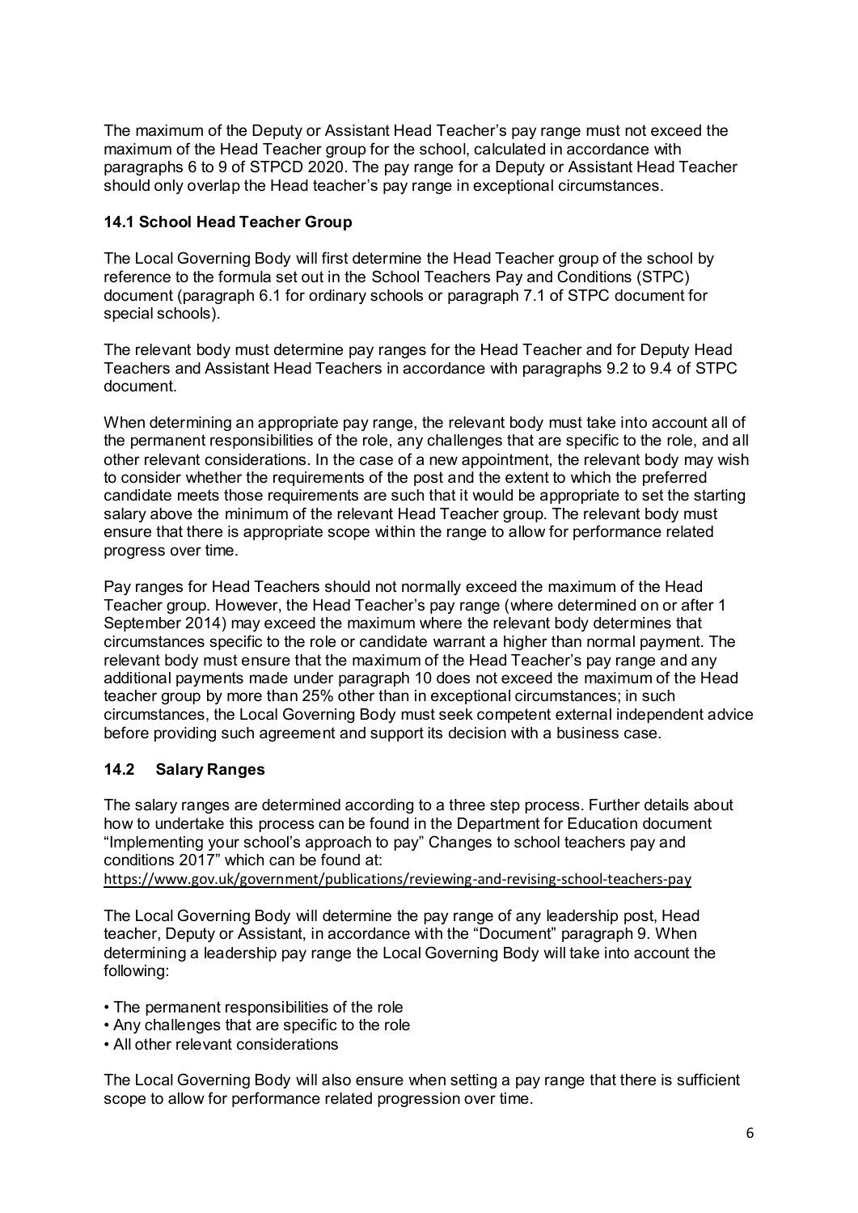The maximum of the Deputy or Assistant Head Teacher's pay range must not exceed the maximum of the Head Teacher group for the school, calculated in accordance with paragraphs 6 to 9 of STPCD 2020. The pay range for a Deputy or Assistant Head Teacher should only overlap the Head teacher's pay range in exceptional circumstances.

### 14.1 School Head Teacher Group

The Local Governing Body will first determine the Head Teacher group of the school by reference to the formula set out in the School Teachers Pay and Conditions (STPC) document (paragraph 6.1 for ordinary schools or paragraph 7.1 of STPC document for special schools).

The relevant body must determine pay ranges for the Head Teacher and for Deputy Head Teachers and Assistant Head Teachers in accordance with paragraphs 9.2 to 9.4 of STPC document.

When determining an appropriate pay range, the relevant body must take into account all of the permanent responsibilities of the role, any challenges that are specific to the role, and all other relevant considerations. In the case of a new appointment, the relevant body may wish to consider whether the requirements of the post and the extent to which the preferred candidate meets those requirements are such that it would be appropriate to set the starting salary above the minimum of the relevant Head Teacher group. The relevant body must ensure that there is appropriate scope within the range to allow for performance related progress over time.

Pay ranges for Head Teachers should not normally exceed the maximum of the Head Teacher group. However, the Head Teacher's pay range (where determined on or after 1 September 2014) may exceed the maximum where the relevant body determines that circumstances specific to the role or candidate warrant a higher than normal payment. The relevant body must ensure that the maximum of the Head Teacher's pay range and any additional payments made under paragraph 10 does not exceed the maximum of the Head teacher group by more than 25% other than in exceptional circumstances; in such circumstances, the Local Governing Body must seek competent external independent advice before providing such agreement and support its decision with a business case.

### 14.2 Salary Ranges

The salary ranges are determined according to a three step process. Further details about how to undertake this process can be found in the Department for Education document "Implementing your school's approach to pay" Changes to school teachers pay and conditions 2017" which can be found at:
https://www.gov.uk/government/publications/reviewing-and-revising-school-teachers-pay

The Local Governing Body will determine the pay range of any leadership post, Head teacher, Deputy or Assistant, in accordance with the "Document" paragraph 9. When determining a leadership pay range the Local Governing Body will take into account the following:

- The permanent responsibilities of the role
- Any challenges that are specific to the role
- All other relevant considerations

The Local Governing Body will also ensure when setting a pay range that there is sufficient scope to allow for performance related progression over time.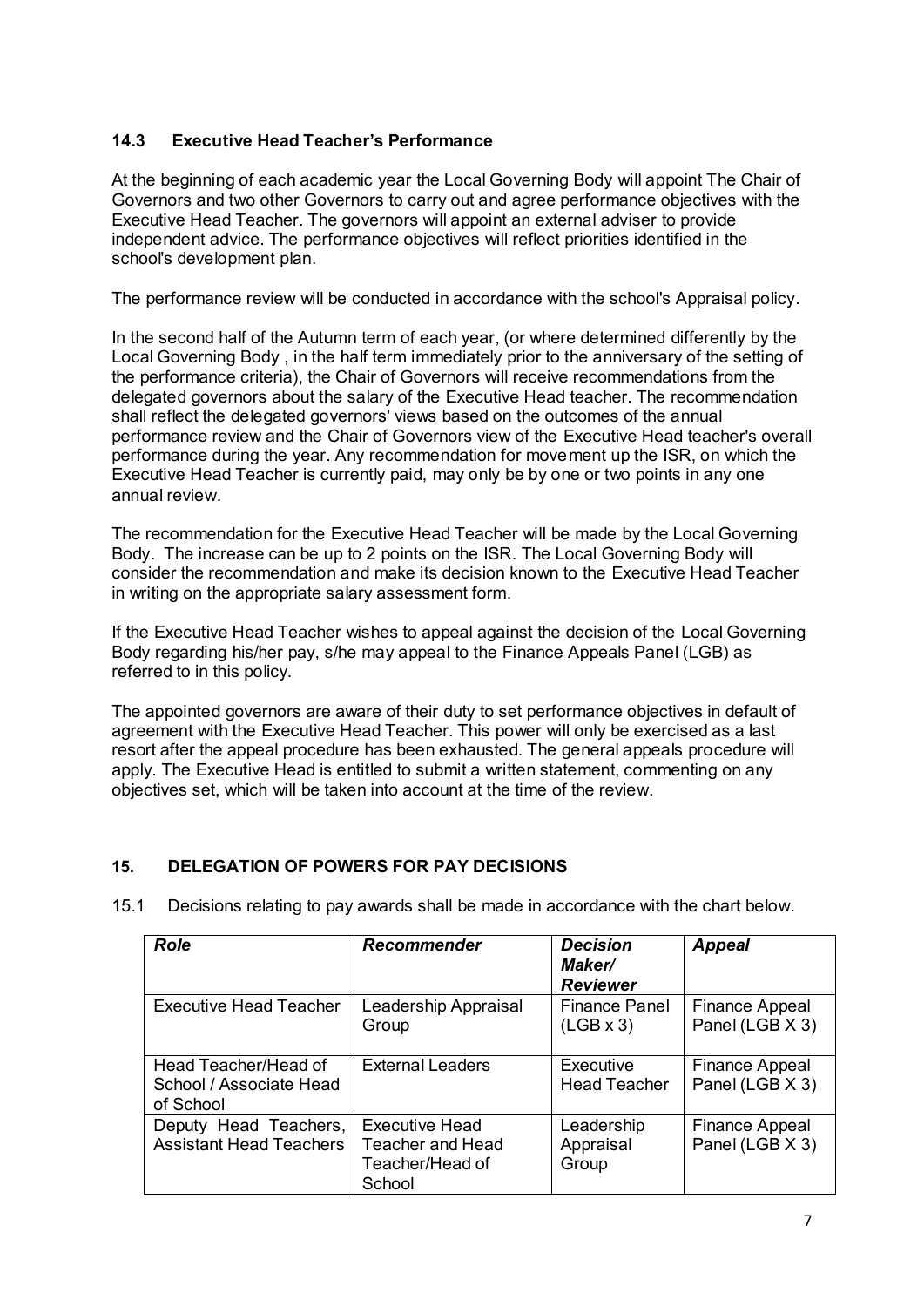### 14.3 Executive Head Teacher's Performance

At the beginning of each academic year the Local Governing Body will appoint The Chair of Governors and two other Governors to carry out and agree performance objectives with the Executive Head Teacher. The governors will appoint an external adviser to provide independent advice. The performance objectives will reflect priorities identified in the school's development plan.

The performance review will be conducted in accordance with the school's Appraisal policy.

In the second half of the Autumn term of each year, (or where determined differently by the Local Governing Body , in the half term immediately prior to the anniversary of the setting of the performance criteria), the Chair of Governors will receive recommendations from the delegated governors about the salary of the Executive Head teacher. The recommendation shall reflect the delegated governors' views based on the outcomes of the annual performance review and the Chair of Governors view of the Executive Head teacher's overall performance during the year. Any recommendation for movement up the ISR, on which the Executive Head Teacher is currently paid, may only be by one or two points in any one annual review.

The recommendation for the Executive Head Teacher will be made by the Local Governing Body. The increase can be up to 2 points on the ISR. The Local Governing Body will consider the recommendation and make its decision known to the Executive Head Teacher in writing on the appropriate salary assessment form.

If the Executive Head Teacher wishes to appeal against the decision of the Local Governing Body regarding his/her pay, s/he may appeal to the Finance Appeals Panel (LGB) as referred to in this policy.

The appointed governors are aware of their duty to set performance objectives in default of agreement with the Executive Head Teacher. This power will only be exercised as a last resort after the appeal procedure has been exhausted. The general appeals procedure will apply. The Executive Head is entitled to submit a written statement, commenting on any objectives set, which will be taken into account at the time of the review.

## 15. DELEGATION OF POWERS FOR PAY DECISIONS

15.1 Decisions relating to pay awards shall be made in accordance with the chart below.

| ***Role*** | ***Recommender*** | ***Decision Maker/ Reviewer*** | ***Appeal*** |
|---|---|---|---|
| Executive Head Teacher | Leadership Appraisal Group | Finance Panel (LGB x 3) | Finance Appeal Panel (LGB X 3) |
| Head Teacher/Head of School / Associate Head of School | External Leaders | Executive Head Teacher | Finance Appeal Panel (LGB X 3) |
| Deputy Head Teachers, Assistant Head Teachers | Executive Head Teacher and Head Teacher/Head of School | Leadership Appraisal Group | Finance Appeal Panel (LGB X 3) |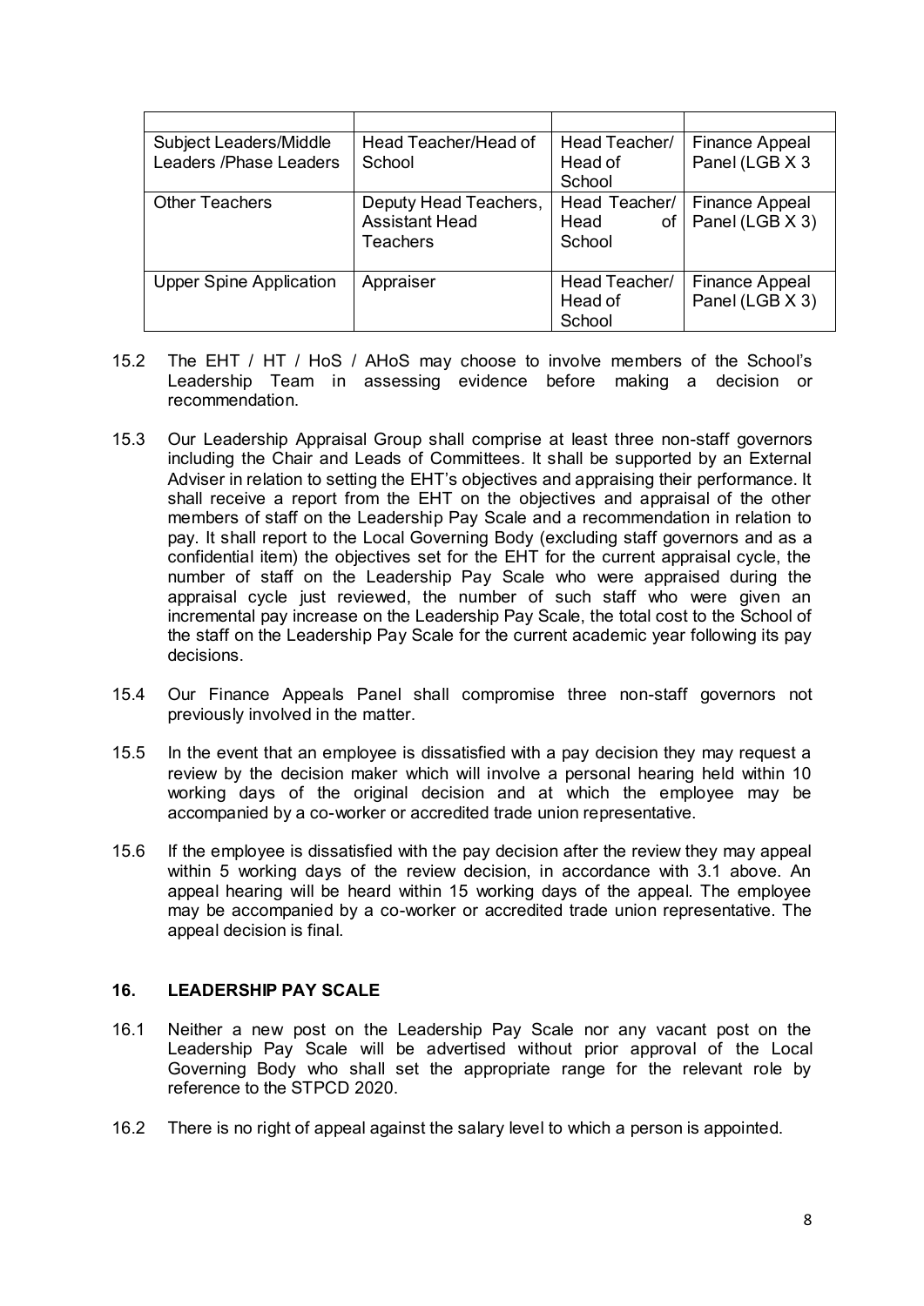| | | | |
|---|---|---|---|
| Subject Leaders/Middle Leaders /Phase Leaders | Head Teacher/Head of School | Head Teacher/ Head of School | Finance Appeal Panel (LGB X 3 |
| Other Teachers | Deputy Head Teachers, Assistant Head Teachers | Head Teacher/ Head of School | Finance Appeal Panel (LGB X 3) |
| Upper Spine Application | Appraiser | Head Teacher/ Head of School | Finance Appeal Panel (LGB X 3) |

15.2 The EHT / HT / HoS / AHoS may choose to involve members of the School's Leadership Team in assessing evidence before making a decision or recommendation.

15.3 Our Leadership Appraisal Group shall comprise at least three non-staff governors including the Chair and Leads of Committees. It shall be supported by an External Adviser in relation to setting the EHT's objectives and appraising their performance. It shall receive a report from the EHT on the objectives and appraisal of the other members of staff on the Leadership Pay Scale and a recommendation in relation to pay. It shall report to the Local Governing Body (excluding staff governors and as a confidential item) the objectives set for the EHT for the current appraisal cycle, the number of staff on the Leadership Pay Scale who were appraised during the appraisal cycle just reviewed, the number of such staff who were given an incremental pay increase on the Leadership Pay Scale, the total cost to the School of the staff on the Leadership Pay Scale for the current academic year following its pay decisions.

15.4 Our Finance Appeals Panel shall compromise three non-staff governors not previously involved in the matter.

15.5 In the event that an employee is dissatisfied with a pay decision they may request a review by the decision maker which will involve a personal hearing held within 10 working days of the original decision and at which the employee may be accompanied by a co-worker or accredited trade union representative.

15.6 If the employee is dissatisfied with the pay decision after the review they may appeal within 5 working days of the review decision, in accordance with 3.1 above. An appeal hearing will be heard within 15 working days of the appeal. The employee may be accompanied by a co-worker or accredited trade union representative. The appeal decision is final.

## 16. LEADERSHIP PAY SCALE

16.1 Neither a new post on the Leadership Pay Scale nor any vacant post on the Leadership Pay Scale will be advertised without prior approval of the Local Governing Body who shall set the appropriate range for the relevant role by reference to the STPCD 2020.

16.2 There is no right of appeal against the salary level to which a person is appointed.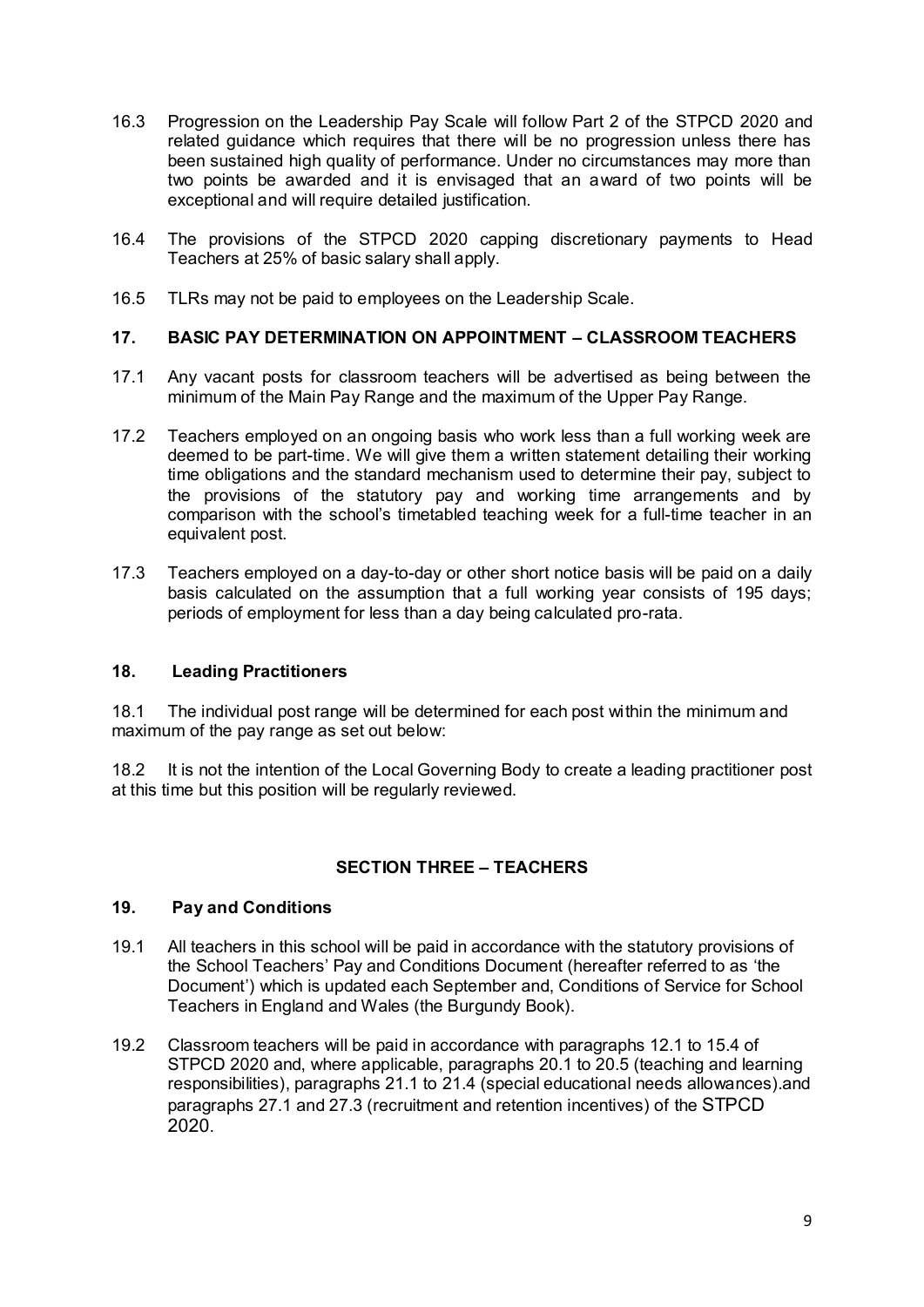16.3 Progression on the Leadership Pay Scale will follow Part 2 of the STPCD 2020 and related guidance which requires that there will be no progression unless there has been sustained high quality of performance. Under no circumstances may more than two points be awarded and it is envisaged that an award of two points will be exceptional and will require detailed justification.

16.4 The provisions of the STPCD 2020 capping discretionary payments to Head Teachers at 25% of basic salary shall apply.

16.5 TLRs may not be paid to employees on the Leadership Scale.

## 17. BASIC PAY DETERMINATION ON APPOINTMENT – CLASSROOM TEACHERS

17.1 Any vacant posts for classroom teachers will be advertised as being between the minimum of the Main Pay Range and the maximum of the Upper Pay Range.

17.2 Teachers employed on an ongoing basis who work less than a full working week are deemed to be part-time. We will give them a written statement detailing their working time obligations and the standard mechanism used to determine their pay, subject to the provisions of the statutory pay and working time arrangements and by comparison with the school's timetabled teaching week for a full-time teacher in an equivalent post.

17.3 Teachers employed on a day-to-day or other short notice basis will be paid on a daily basis calculated on the assumption that a full working year consists of 195 days; periods of employment for less than a day being calculated pro-rata.

## 18. Leading Practitioners

18.1 The individual post range will be determined for each post within the minimum and maximum of the pay range as set out below:

18.2 It is not the intention of the Local Governing Body to create a leading practitioner post at this time but this position will be regularly reviewed.

## SECTION THREE – TEACHERS

## 19. Pay and Conditions

19.1 All teachers in this school will be paid in accordance with the statutory provisions of the School Teachers' Pay and Conditions Document (hereafter referred to as 'the Document') which is updated each September and, Conditions of Service for School Teachers in England and Wales (the Burgundy Book).

19.2 Classroom teachers will be paid in accordance with paragraphs 12.1 to 15.4 of STPCD 2020 and, where applicable, paragraphs 20.1 to 20.5 (teaching and learning responsibilities), paragraphs 21.1 to 21.4 (special educational needs allowances).and paragraphs 27.1 and 27.3 (recruitment and retention incentives) of the STPCD 2020.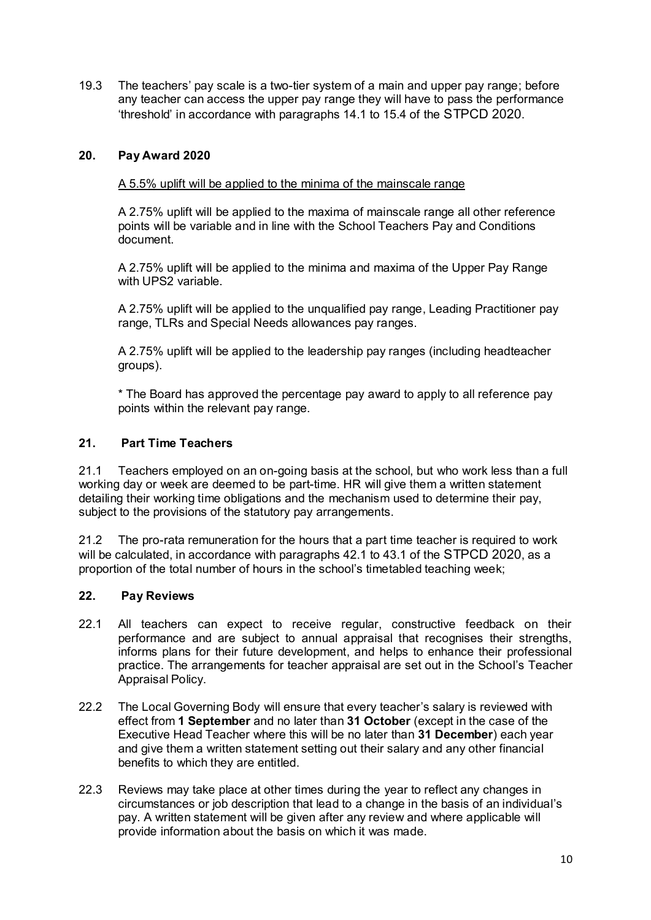19.3 The teachers' pay scale is a two-tier system of a main and upper pay range; before any teacher can access the upper pay range they will have to pass the performance 'threshold' in accordance with paragraphs 14.1 to 15.4 of the STPCD 2020.

## 20. Pay Award 2020

<u>A 5.5% uplift will be applied to the minima of the mainscale range</u>

A 2.75% uplift will be applied to the maxima of mainscale range all other reference points will be variable and in line with the School Teachers Pay and Conditions document.

A 2.75% uplift will be applied to the minima and maxima of the Upper Pay Range with UPS2 variable.

A 2.75% uplift will be applied to the unqualified pay range, Leading Practitioner pay range, TLRs and Special Needs allowances pay ranges.

A 2.75% uplift will be applied to the leadership pay ranges (including headteacher groups).

* The Board has approved the percentage pay award to apply to all reference pay points within the relevant pay range.

## 21. Part Time Teachers

21.1 Teachers employed on an on-going basis at the school, but who work less than a full working day or week are deemed to be part-time. HR will give them a written statement detailing their working time obligations and the mechanism used to determine their pay, subject to the provisions of the statutory pay arrangements.

21.2 The pro-rata remuneration for the hours that a part time teacher is required to work will be calculated, in accordance with paragraphs 42.1 to 43.1 of the STPCD 2020, as a proportion of the total number of hours in the school's timetabled teaching week;

## 22. Pay Reviews

22.1 All teachers can expect to receive regular, constructive feedback on their performance and are subject to annual appraisal that recognises their strengths, informs plans for their future development, and helps to enhance their professional practice. The arrangements for teacher appraisal are set out in the School's Teacher Appraisal Policy.

22.2 The Local Governing Body will ensure that every teacher's salary is reviewed with effect from **1 September** and no later than **31 October** (except in the case of the Executive Head Teacher where this will be no later than **31 December**) each year and give them a written statement setting out their salary and any other financial benefits to which they are entitled.

22.3 Reviews may take place at other times during the year to reflect any changes in circumstances or job description that lead to a change in the basis of an individual's pay. A written statement will be given after any review and where applicable will provide information about the basis on which it was made.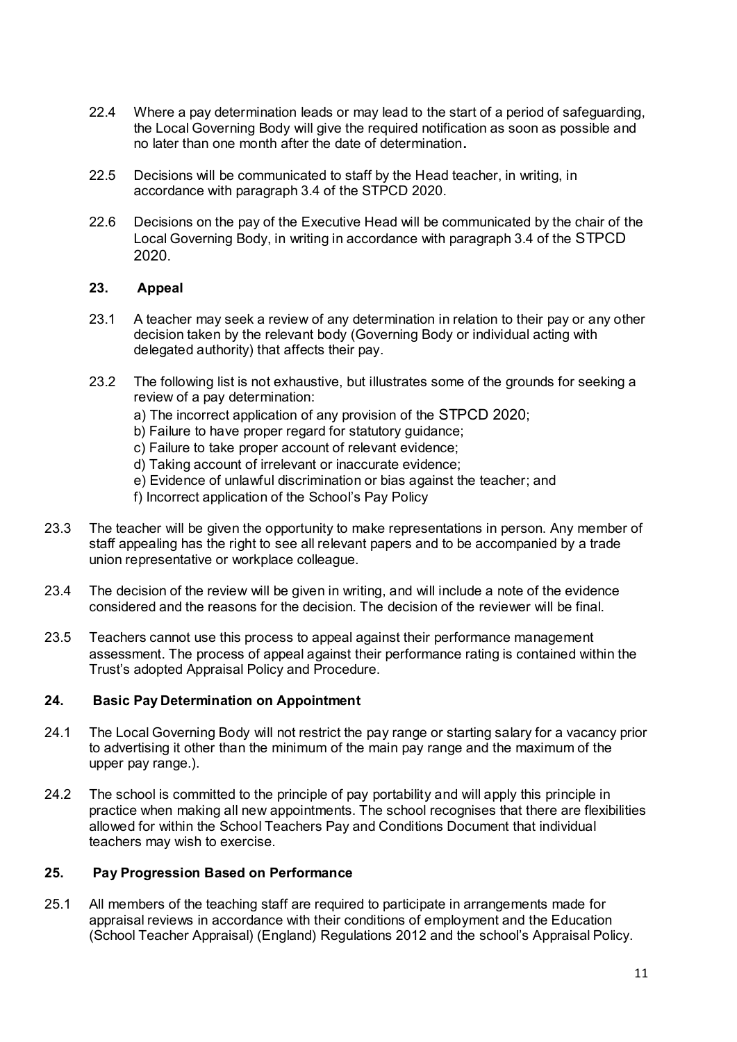22.4 Where a pay determination leads or may lead to the start of a period of safeguarding, the Local Governing Body will give the required notification as soon as possible and no later than one month after the date of determination**.**

22.5 Decisions will be communicated to staff by the Head teacher, in writing, in accordance with paragraph 3.4 of the STPCD 2020.

22.6 Decisions on the pay of the Executive Head will be communicated by the chair of the Local Governing Body, in writing in accordance with paragraph 3.4 of the STPCD 2020.

## 23. Appeal

23.1 A teacher may seek a review of any determination in relation to their pay or any other decision taken by the relevant body (Governing Body or individual acting with delegated authority) that affects their pay.

23.2 The following list is not exhaustive, but illustrates some of the grounds for seeking a review of a pay determination:

a) The incorrect application of any provision of the STPCD 2020;
b) Failure to have proper regard for statutory guidance;
c) Failure to take proper account of relevant evidence;
d) Taking account of irrelevant or inaccurate evidence;
e) Evidence of unlawful discrimination or bias against the teacher; and
f) Incorrect application of the School's Pay Policy

23.3 The teacher will be given the opportunity to make representations in person. Any member of staff appealing has the right to see all relevant papers and to be accompanied by a trade union representative or workplace colleague.

23.4 The decision of the review will be given in writing, and will include a note of the evidence considered and the reasons for the decision. The decision of the reviewer will be final.

23.5 Teachers cannot use this process to appeal against their performance management assessment. The process of appeal against their performance rating is contained within the Trust's adopted Appraisal Policy and Procedure.

## 24. Basic Pay Determination on Appointment

24.1 The Local Governing Body will not restrict the pay range or starting salary for a vacancy prior to advertising it other than the minimum of the main pay range and the maximum of the upper pay range.).

24.2 The school is committed to the principle of pay portability and will apply this principle in practice when making all new appointments. The school recognises that there are flexibilities allowed for within the School Teachers Pay and Conditions Document that individual teachers may wish to exercise.

## 25. Pay Progression Based on Performance

25.1 All members of the teaching staff are required to participate in arrangements made for appraisal reviews in accordance with their conditions of employment and the Education (School Teacher Appraisal) (England) Regulations 2012 and the school's Appraisal Policy.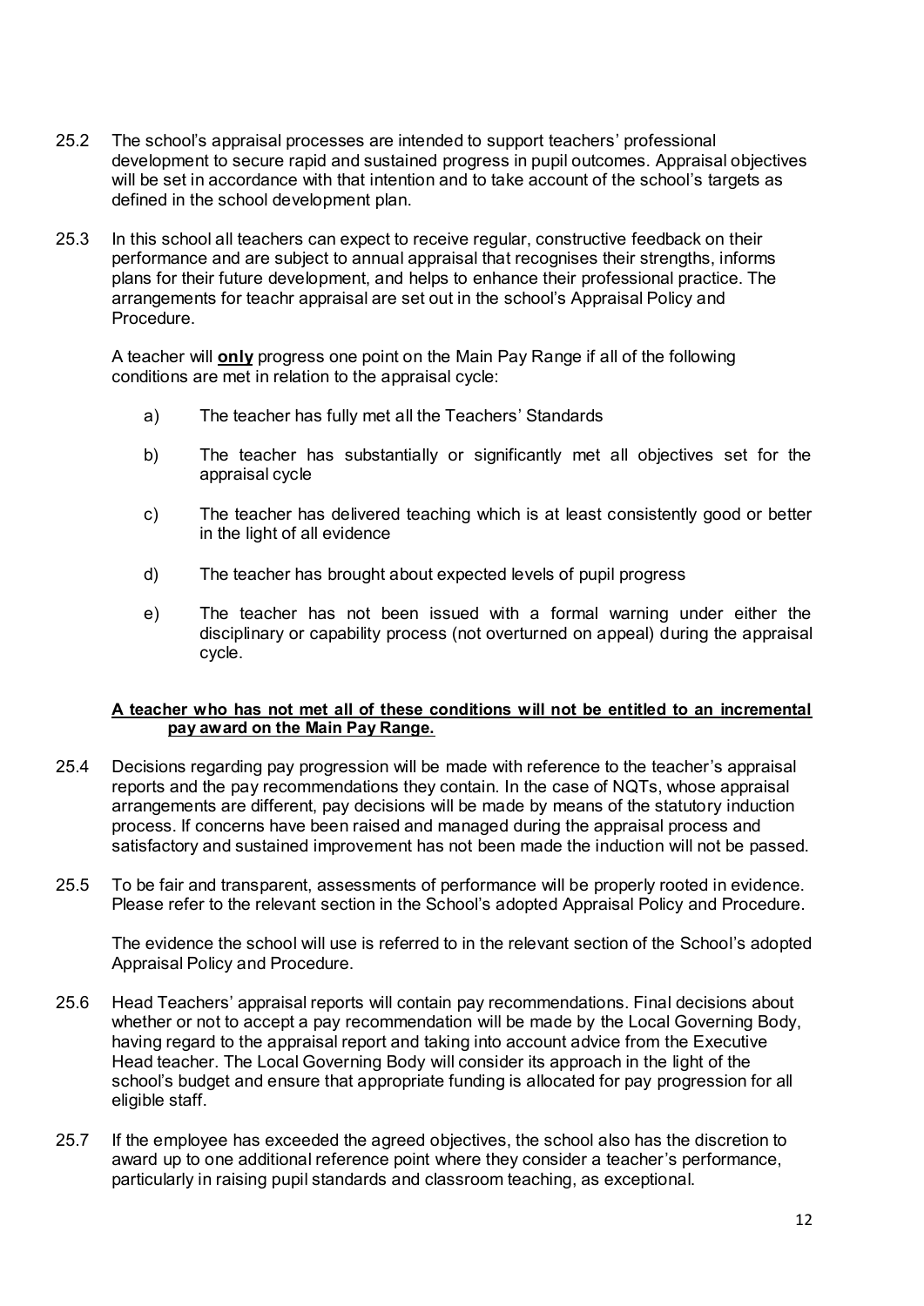25.2 The school's appraisal processes are intended to support teachers' professional development to secure rapid and sustained progress in pupil outcomes. Appraisal objectives will be set in accordance with that intention and to take account of the school's targets as defined in the school development plan.

25.3 In this school all teachers can expect to receive regular, constructive feedback on their performance and are subject to annual appraisal that recognises their strengths, informs plans for their future development, and helps to enhance their professional practice. The arrangements for teachr appraisal are set out in the school's Appraisal Policy and Procedure.

A teacher will <u>**only**</u> progress one point on the Main Pay Range if all of the following conditions are met in relation to the appraisal cycle:

a) The teacher has fully met all the Teachers' Standards

b) The teacher has substantially or significantly met all objectives set for the appraisal cycle

c) The teacher has delivered teaching which is at least consistently good or better in the light of all evidence

d) The teacher has brought about expected levels of pupil progress

e) The teacher has not been issued with a formal warning under either the disciplinary or capability process (not overturned on appeal) during the appraisal cycle.

<u>**A teacher who has not met all of these conditions will not be entitled to an incremental pay award on the Main Pay Range.**</u>

25.4 Decisions regarding pay progression will be made with reference to the teacher's appraisal reports and the pay recommendations they contain. In the case of NQTs, whose appraisal arrangements are different, pay decisions will be made by means of the statutory induction process. If concerns have been raised and managed during the appraisal process and satisfactory and sustained improvement has not been made the induction will not be passed.

25.5 To be fair and transparent, assessments of performance will be properly rooted in evidence. Please refer to the relevant section in the School's adopted Appraisal Policy and Procedure.

The evidence the school will use is referred to in the relevant section of the School's adopted Appraisal Policy and Procedure.

25.6 Head Teachers' appraisal reports will contain pay recommendations. Final decisions about whether or not to accept a pay recommendation will be made by the Local Governing Body, having regard to the appraisal report and taking into account advice from the Executive Head teacher. The Local Governing Body will consider its approach in the light of the school's budget and ensure that appropriate funding is allocated for pay progression for all eligible staff.

25.7 If the employee has exceeded the agreed objectives, the school also has the discretion to award up to one additional reference point where they consider a teacher's performance, particularly in raising pupil standards and classroom teaching, as exceptional.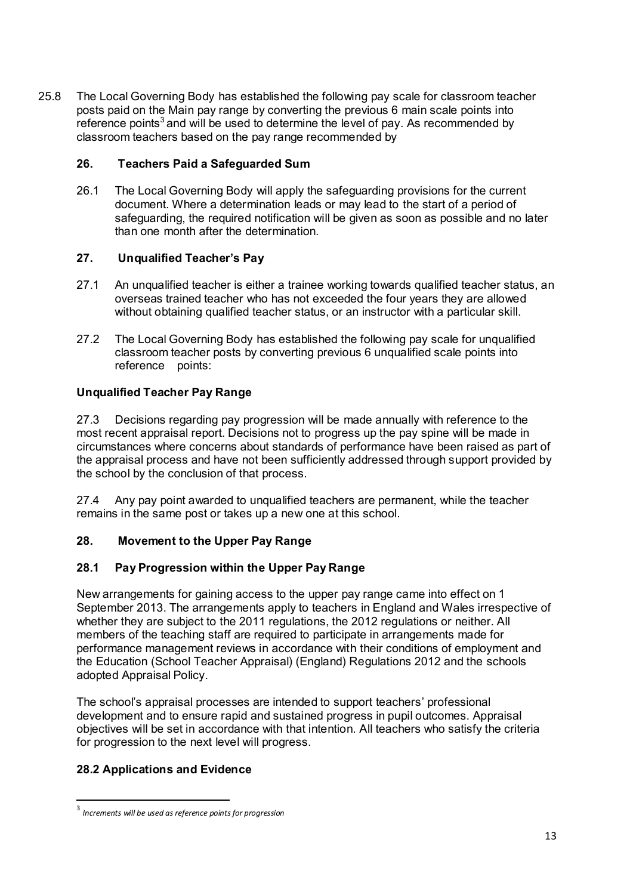25.8 The Local Governing Body has established the following pay scale for classroom teacher posts paid on the Main pay range by converting the previous 6 main scale points into reference points[3] and will be used to determine the level of pay. As recommended by classroom teachers based on the pay range recommended by

## 26. Teachers Paid a Safeguarded Sum

26.1 The Local Governing Body will apply the safeguarding provisions for the current document. Where a determination leads or may lead to the start of a period of safeguarding, the required notification will be given as soon as possible and no later than one month after the determination.

## 27. Unqualified Teacher's Pay

27.1 An unqualified teacher is either a trainee working towards qualified teacher status, an overseas trained teacher who has not exceeded the four years they are allowed without obtaining qualified teacher status, or an instructor with a particular skill.

27.2 The Local Governing Body has established the following pay scale for unqualified classroom teacher posts by converting previous 6 unqualified scale points into reference points:

**Unqualified Teacher Pay Range**

27.3 Decisions regarding pay progression will be made annually with reference to the most recent appraisal report. Decisions not to progress up the pay spine will be made in circumstances where concerns about standards of performance have been raised as part of the appraisal process and have not been sufficiently addressed through support provided by the school by the conclusion of that process.

27.4 Any pay point awarded to unqualified teachers are permanent, while the teacher remains in the same post or takes up a new one at this school.

## 28. Movement to the Upper Pay Range

### 28.1 Pay Progression within the Upper Pay Range

New arrangements for gaining access to the upper pay range came into effect on 1 September 2013. The arrangements apply to teachers in England and Wales irrespective of whether they are subject to the 2011 regulations, the 2012 regulations or neither. All members of the teaching staff are required to participate in arrangements made for performance management reviews in accordance with their conditions of employment and the Education (School Teacher Appraisal) (England) Regulations 2012 and the schools adopted Appraisal Policy.

The school's appraisal processes are intended to support teachers' professional development and to ensure rapid and sustained progress in pupil outcomes. Appraisal objectives will be set in accordance with that intention. All teachers who satisfy the criteria for progression to the next level will progress.

### 28.2 Applications and Evidence

---

[3] *Increments will be used as reference points for progression*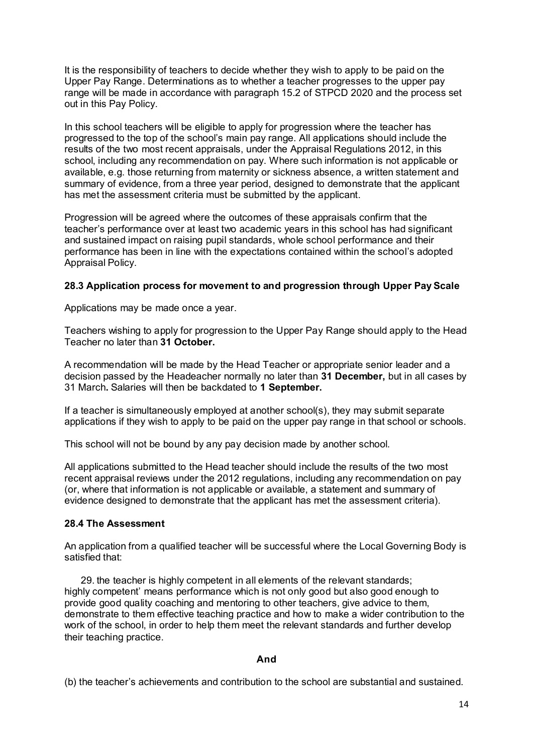It is the responsibility of teachers to decide whether they wish to apply to be paid on the Upper Pay Range. Determinations as to whether a teacher progresses to the upper pay range will be made in accordance with paragraph 15.2 of STPCD 2020 and the process set out in this Pay Policy.

In this school teachers will be eligible to apply for progression where the teacher has progressed to the top of the school's main pay range. All applications should include the results of the two most recent appraisals, under the Appraisal Regulations 2012, in this school, including any recommendation on pay. Where such information is not applicable or available, e.g. those returning from maternity or sickness absence, a written statement and summary of evidence, from a three year period, designed to demonstrate that the applicant has met the assessment criteria must be submitted by the applicant.

Progression will be agreed where the outcomes of these appraisals confirm that the teacher's performance over at least two academic years in this school has had significant and sustained impact on raising pupil standards, whole school performance and their performance has been in line with the expectations contained within the school's adopted Appraisal Policy.

### 28.3 Application process for movement to and progression through Upper Pay Scale

Applications may be made once a year.

Teachers wishing to apply for progression to the Upper Pay Range should apply to the Head Teacher no later than **31 October.**

A recommendation will be made by the Head Teacher or appropriate senior leader and a decision passed by the Headeacher normally no later than **31 December,** but in all cases by 31 March**.** Salaries will then be backdated to **1 September.**

If a teacher is simultaneously employed at another school(s), they may submit separate applications if they wish to apply to be paid on the upper pay range in that school or schools.

This school will not be bound by any pay decision made by another school.

All applications submitted to the Head teacher should include the results of the two most recent appraisal reviews under the 2012 regulations, including any recommendation on pay (or, where that information is not applicable or available, a statement and summary of evidence designed to demonstrate that the applicant has met the assessment criteria).

### 28.4 The Assessment

An application from a qualified teacher will be successful where the Local Governing Body is satisfied that:

29. the teacher is highly competent in all elements of the relevant standards; highly competent' means performance which is not only good but also good enough to provide good quality coaching and mentoring to other teachers, give advice to them, demonstrate to them effective teaching practice and how to make a wider contribution to the work of the school, in order to help them meet the relevant standards and further develop their teaching practice.

**And**

(b) the teacher's achievements and contribution to the school are substantial and sustained.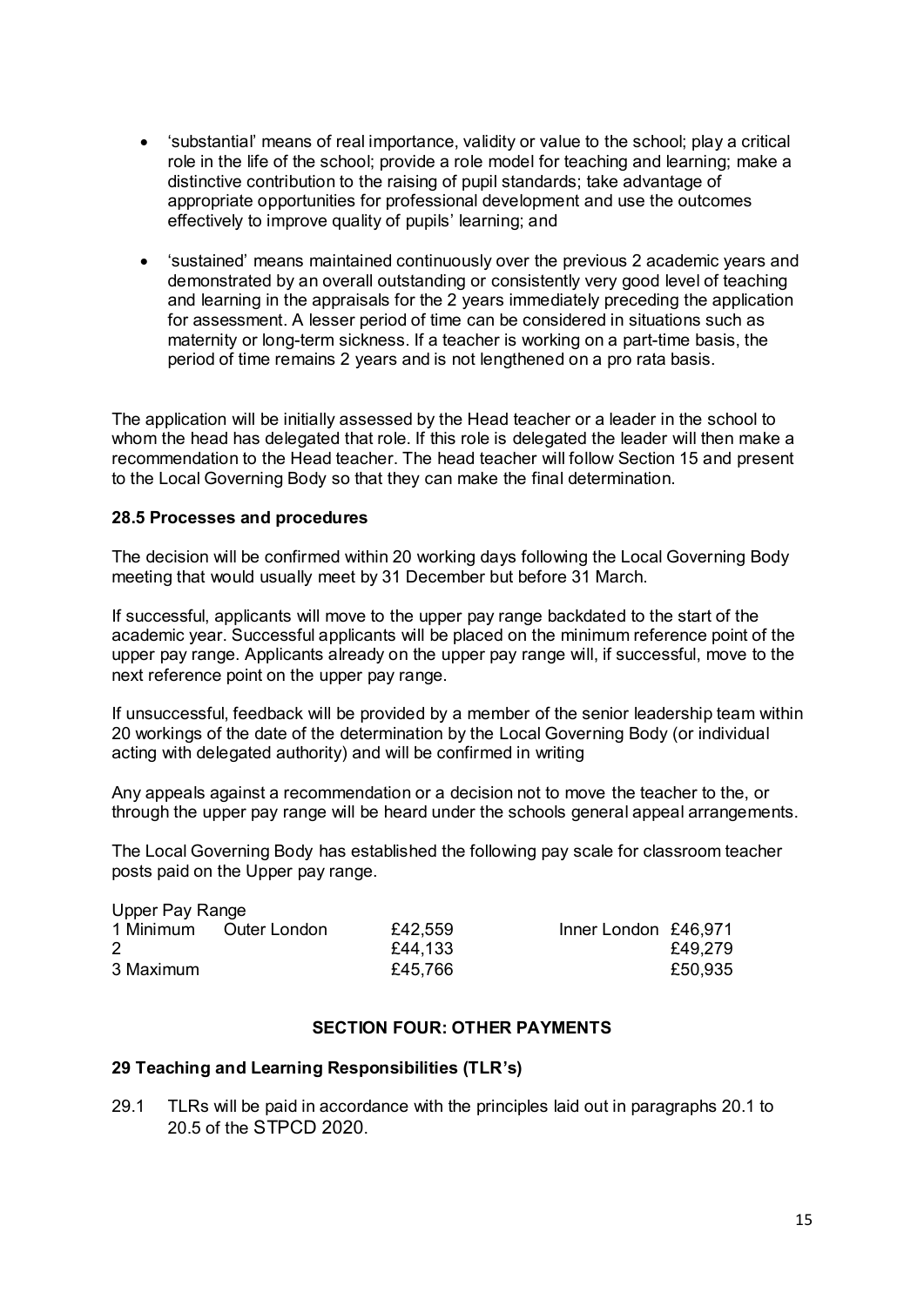- 'substantial' means of real importance, validity or value to the school; play a critical role in the life of the school; provide a role model for teaching and learning; make a distinctive contribution to the raising of pupil standards; take advantage of appropriate opportunities for professional development and use the outcomes effectively to improve quality of pupils' learning; and

- 'sustained' means maintained continuously over the previous 2 academic years and demonstrated by an overall outstanding or consistently very good level of teaching and learning in the appraisals for the 2 years immediately preceding the application for assessment. A lesser period of time can be considered in situations such as maternity or long-term sickness. If a teacher is working on a part-time basis, the period of time remains 2 years and is not lengthened on a pro rata basis.

The application will be initially assessed by the Head teacher or a leader in the school to whom the head has delegated that role. If this role is delegated the leader will then make a recommendation to the Head teacher. The head teacher will follow Section 15 and present to the Local Governing Body so that they can make the final determination.

**28.5 Processes and procedures**

The decision will be confirmed within 20 working days following the Local Governing Body meeting that would usually meet by 31 December but before 31 March.

If successful, applicants will move to the upper pay range backdated to the start of the academic year. Successful applicants will be placed on the minimum reference point of the upper pay range. Applicants already on the upper pay range will, if successful, move to the next reference point on the upper pay range.

If unsuccessful, feedback will be provided by a member of the senior leadership team within 20 workings of the date of the determination by the Local Governing Body (or individual acting with delegated authority) and will be confirmed in writing

Any appeals against a recommendation or a decision not to move the teacher to the, or through the upper pay range will be heard under the schools general appeal arrangements.

The Local Governing Body has established the following pay scale for classroom teacher posts paid on the Upper pay range.

| Upper Pay Range | Outer London | Inner London |
|---|---|---|
| 1 Minimum | £42,559 | £46,971 |
| 2 | £44,133 | £49,279 |
| 3 Maximum | £45,766 | £50,935 |

**SECTION FOUR: OTHER PAYMENTS**

**29 Teaching and Learning Responsibilities (TLR's)**

29.1 TLRs will be paid in accordance with the principles laid out in paragraphs 20.1 to 20.5 of the STPCD 2020.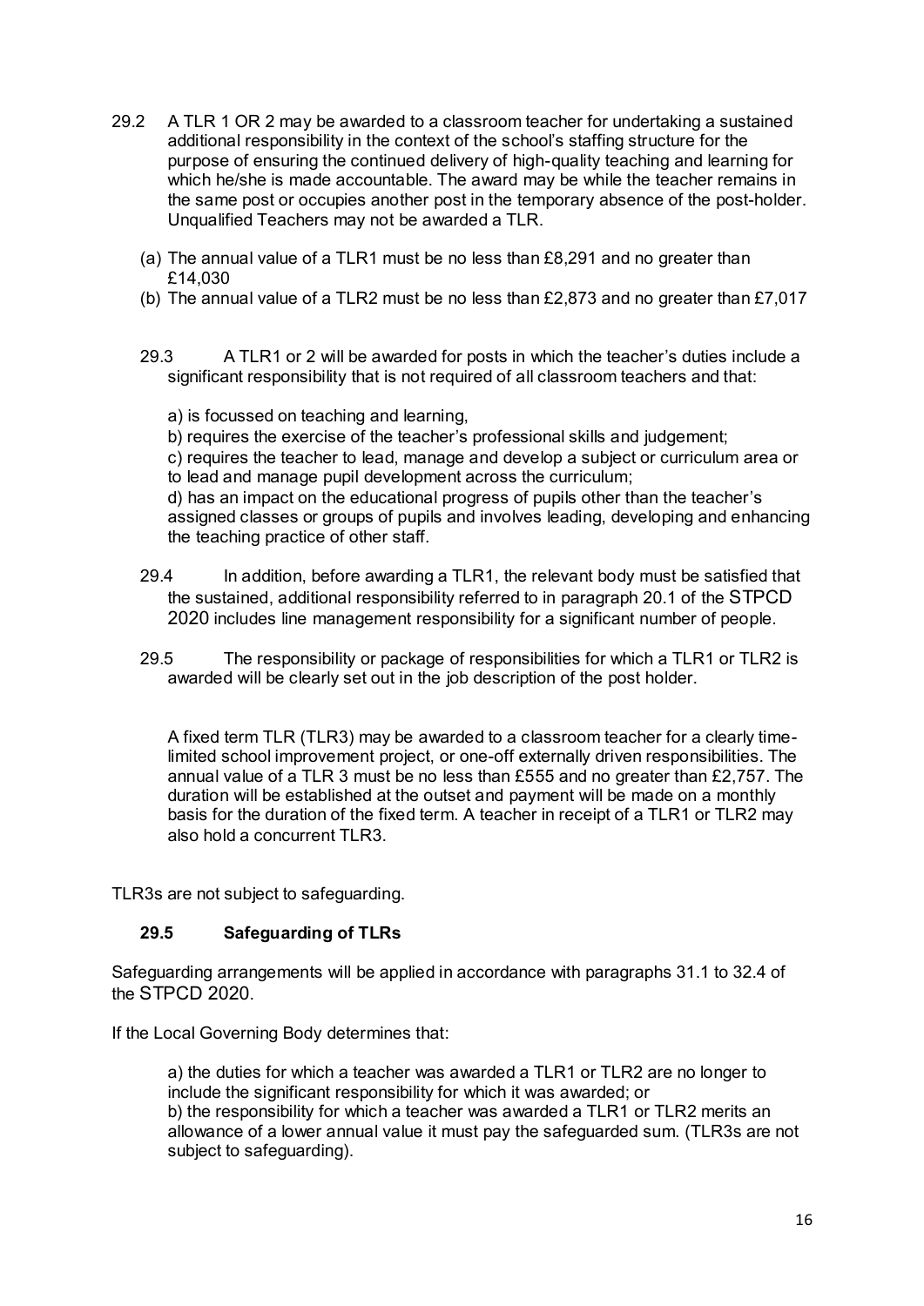29.2 A TLR 1 OR 2 may be awarded to a classroom teacher for undertaking a sustained additional responsibility in the context of the school's staffing structure for the purpose of ensuring the continued delivery of high-quality teaching and learning for which he/she is made accountable. The award may be while the teacher remains in the same post or occupies another post in the temporary absence of the post-holder. Unqualified Teachers may not be awarded a TLR.

(a) The annual value of a TLR1 must be no less than £8,291 and no greater than £14,030

(b) The annual value of a TLR2 must be no less than £2,873 and no greater than £7,017

29.3 A TLR1 or 2 will be awarded for posts in which the teacher's duties include a significant responsibility that is not required of all classroom teachers and that:

a) is focussed on teaching and learning,

b) requires the exercise of the teacher's professional skills and judgement;

c) requires the teacher to lead, manage and develop a subject or curriculum area or to lead and manage pupil development across the curriculum;

d) has an impact on the educational progress of pupils other than the teacher's assigned classes or groups of pupils and involves leading, developing and enhancing the teaching practice of other staff.

29.4 In addition, before awarding a TLR1, the relevant body must be satisfied that the sustained, additional responsibility referred to in paragraph 20.1 of the STPCD 2020 includes line management responsibility for a significant number of people.

29.5 The responsibility or package of responsibilities for which a TLR1 or TLR2 is awarded will be clearly set out in the job description of the post holder.

A fixed term TLR (TLR3) may be awarded to a classroom teacher for a clearly time-limited school improvement project, or one-off externally driven responsibilities. The annual value of a TLR 3 must be no less than £555 and no greater than £2,757. The duration will be established at the outset and payment will be made on a monthly basis for the duration of the fixed term. A teacher in receipt of a TLR1 or TLR2 may also hold a concurrent TLR3.

TLR3s are not subject to safeguarding.

**29.5 Safeguarding of TLRs**

Safeguarding arrangements will be applied in accordance with paragraphs 31.1 to 32.4 of the STPCD 2020.

If the Local Governing Body determines that:

a) the duties for which a teacher was awarded a TLR1 or TLR2 are no longer to include the significant responsibility for which it was awarded; or

b) the responsibility for which a teacher was awarded a TLR1 or TLR2 merits an allowance of a lower annual value it must pay the safeguarded sum. (TLR3s are not subject to safeguarding).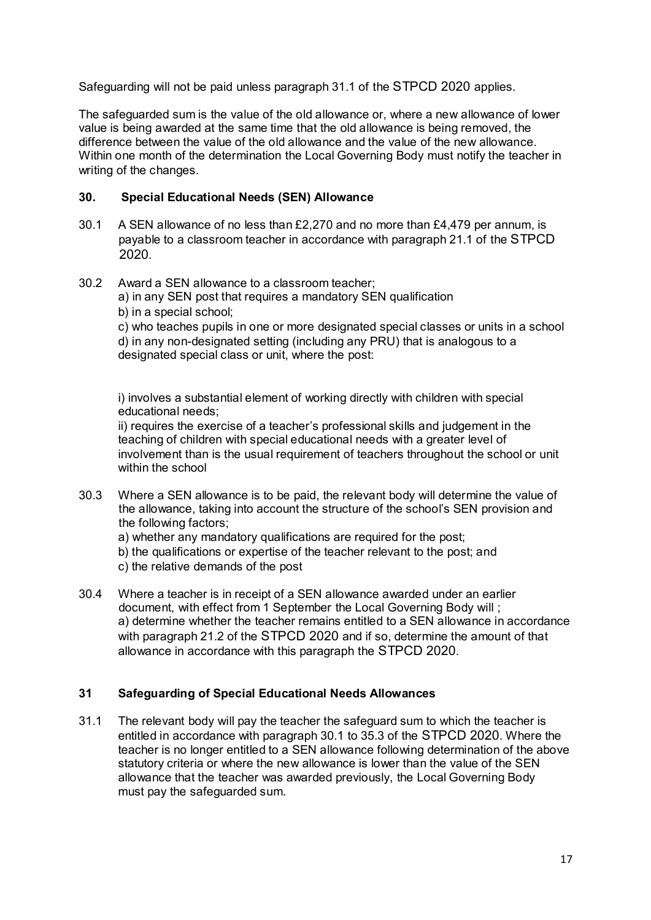Safeguarding will not be paid unless paragraph 31.1 of the STPCD 2020 applies.

The safeguarded sum is the value of the old allowance or, where a new allowance of lower value is being awarded at the same time that the old allowance is being removed, the difference between the value of the old allowance and the value of the new allowance. Within one month of the determination the Local Governing Body must notify the teacher in writing of the changes.

## 30. Special Educational Needs (SEN) Allowance

30.1 A SEN allowance of no less than £2,270 and no more than £4,479 per annum, is payable to a classroom teacher in accordance with paragraph 21.1 of the STPCD 2020.

30.2 Award a SEN allowance to a classroom teacher;

a) in any SEN post that requires a mandatory SEN qualification
b) in a special school;
c) who teaches pupils in one or more designated special classes or units in a school
d) in any non-designated setting (including any PRU) that is analogous to a designated special class or unit, where the post:

i) involves a substantial element of working directly with children with special educational needs;
ii) requires the exercise of a teacher's professional skills and judgement in the teaching of children with special educational needs with a greater level of involvement than is the usual requirement of teachers throughout the school or unit within the school

30.3 Where a SEN allowance is to be paid, the relevant body will determine the value of the allowance, taking into account the structure of the school's SEN provision and the following factors;

a) whether any mandatory qualifications are required for the post;
b) the qualifications or expertise of the teacher relevant to the post; and
c) the relative demands of the post

30.4 Where a teacher is in receipt of a SEN allowance awarded under an earlier document, with effect from 1 September the Local Governing Body will ;
a) determine whether the teacher remains entitled to a SEN allowance in accordance with paragraph 21.2 of the STPCD 2020 and if so, determine the amount of that allowance in accordance with this paragraph the STPCD 2020.

## 31 Safeguarding of Special Educational Needs Allowances

31.1 The relevant body will pay the teacher the safeguard sum to which the teacher is entitled in accordance with paragraph 30.1 to 35.3 of the STPCD 2020. Where the teacher is no longer entitled to a SEN allowance following determination of the above statutory criteria or where the new allowance is lower than the value of the SEN allowance that the teacher was awarded previously, the Local Governing Body must pay the safeguarded sum.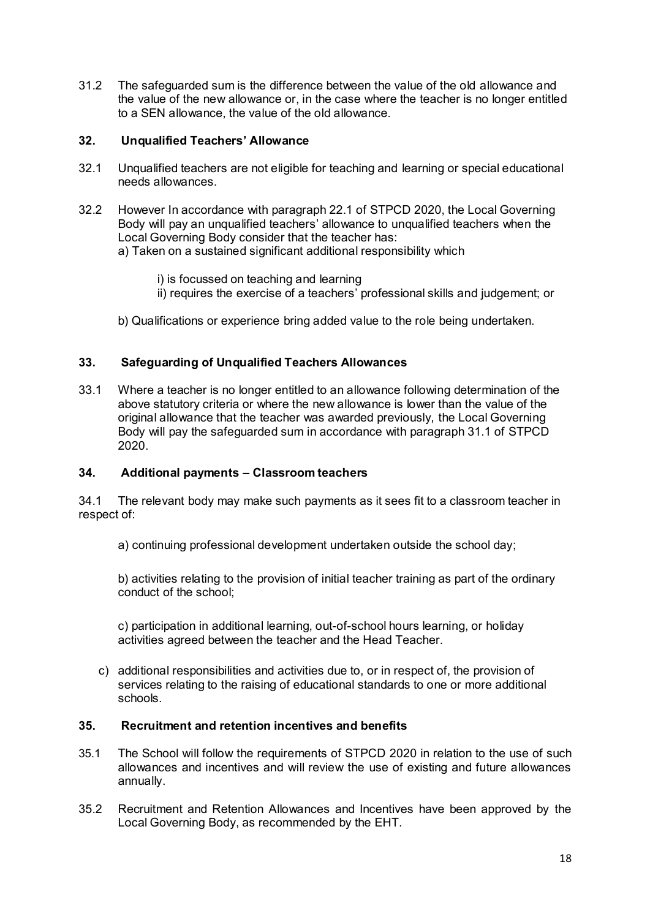31.2 The safeguarded sum is the difference between the value of the old allowance and the value of the new allowance or, in the case where the teacher is no longer entitled to a SEN allowance, the value of the old allowance.

### 32. Unqualified Teachers' Allowance

32.1 Unqualified teachers are not eligible for teaching and learning or special educational needs allowances.

32.2 However In accordance with paragraph 22.1 of STPCD 2020, the Local Governing Body will pay an unqualified teachers' allowance to unqualified teachers when the Local Governing Body consider that the teacher has:

a) Taken on a sustained significant additional responsibility which

i) is focussed on teaching and learning

ii) requires the exercise of a teachers' professional skills and judgement; or

b) Qualifications or experience bring added value to the role being undertaken.

### 33. Safeguarding of Unqualified Teachers Allowances

33.1 Where a teacher is no longer entitled to an allowance following determination of the above statutory criteria or where the new allowance is lower than the value of the original allowance that the teacher was awarded previously, the Local Governing Body will pay the safeguarded sum in accordance with paragraph 31.1 of STPCD 2020.

### 34. Additional payments – Classroom teachers

34.1 The relevant body may make such payments as it sees fit to a classroom teacher in respect of:

a) continuing professional development undertaken outside the school day;

b) activities relating to the provision of initial teacher training as part of the ordinary conduct of the school;

c) participation in additional learning, out-of-school hours learning, or holiday activities agreed between the teacher and the Head Teacher.

c) additional responsibilities and activities due to, or in respect of, the provision of services relating to the raising of educational standards to one or more additional schools.

### 35. Recruitment and retention incentives and benefits

35.1 The School will follow the requirements of STPCD 2020 in relation to the use of such allowances and incentives and will review the use of existing and future allowances annually.

35.2 Recruitment and Retention Allowances and Incentives have been approved by the Local Governing Body, as recommended by the EHT.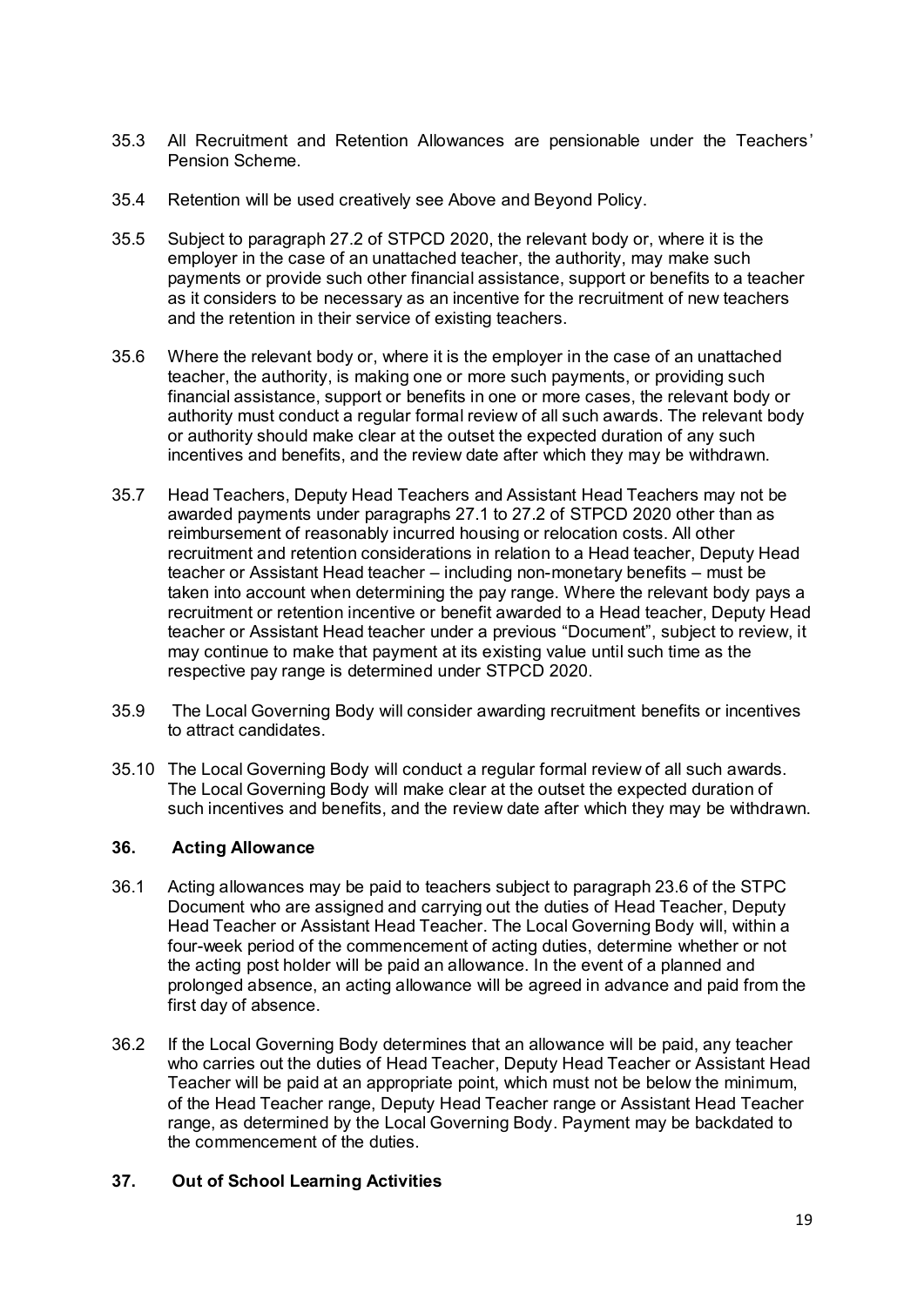35.3 All Recruitment and Retention Allowances are pensionable under the Teachers' Pension Scheme.

35.4 Retention will be used creatively see Above and Beyond Policy.

35.5 Subject to paragraph 27.2 of STPCD 2020, the relevant body or, where it is the employer in the case of an unattached teacher, the authority, may make such payments or provide such other financial assistance, support or benefits to a teacher as it considers to be necessary as an incentive for the recruitment of new teachers and the retention in their service of existing teachers.

35.6 Where the relevant body or, where it is the employer in the case of an unattached teacher, the authority, is making one or more such payments, or providing such financial assistance, support or benefits in one or more cases, the relevant body or authority must conduct a regular formal review of all such awards. The relevant body or authority should make clear at the outset the expected duration of any such incentives and benefits, and the review date after which they may be withdrawn.

35.7 Head Teachers, Deputy Head Teachers and Assistant Head Teachers may not be awarded payments under paragraphs 27.1 to 27.2 of STPCD 2020 other than as reimbursement of reasonably incurred housing or relocation costs. All other recruitment and retention considerations in relation to a Head teacher, Deputy Head teacher or Assistant Head teacher – including non-monetary benefits – must be taken into account when determining the pay range. Where the relevant body pays a recruitment or retention incentive or benefit awarded to a Head teacher, Deputy Head teacher or Assistant Head teacher under a previous "Document", subject to review, it may continue to make that payment at its existing value until such time as the respective pay range is determined under STPCD 2020.

35.9 The Local Governing Body will consider awarding recruitment benefits or incentives to attract candidates.

35.10 The Local Governing Body will conduct a regular formal review of all such awards. The Local Governing Body will make clear at the outset the expected duration of such incentives and benefits, and the review date after which they may be withdrawn.

## 36. Acting Allowance

36.1 Acting allowances may be paid to teachers subject to paragraph 23.6 of the STPC Document who are assigned and carrying out the duties of Head Teacher, Deputy Head Teacher or Assistant Head Teacher. The Local Governing Body will, within a four-week period of the commencement of acting duties, determine whether or not the acting post holder will be paid an allowance. In the event of a planned and prolonged absence, an acting allowance will be agreed in advance and paid from the first day of absence.

36.2 If the Local Governing Body determines that an allowance will be paid, any teacher who carries out the duties of Head Teacher, Deputy Head Teacher or Assistant Head Teacher will be paid at an appropriate point, which must not be below the minimum, of the Head Teacher range, Deputy Head Teacher range or Assistant Head Teacher range, as determined by the Local Governing Body. Payment may be backdated to the commencement of the duties.

## 37. Out of School Learning Activities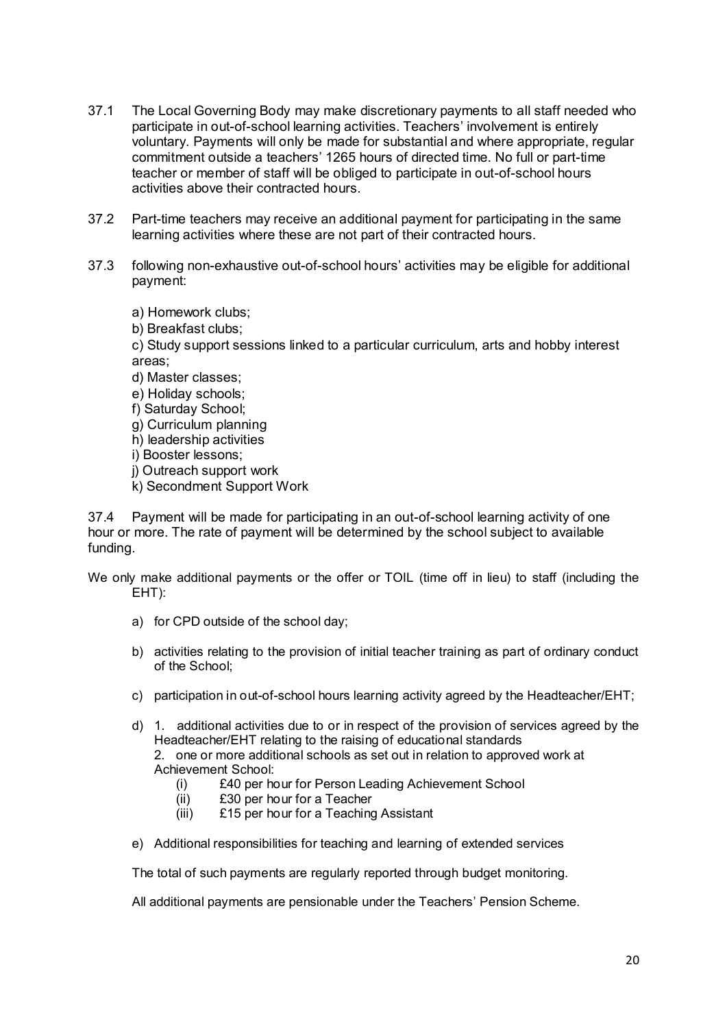37.1 The Local Governing Body may make discretionary payments to all staff needed who participate in out-of-school learning activities. Teachers' involvement is entirely voluntary. Payments will only be made for substantial and where appropriate, regular commitment outside a teachers' 1265 hours of directed time. No full or part-time teacher or member of staff will be obliged to participate in out-of-school hours activities above their contracted hours.

37.2 Part-time teachers may receive an additional payment for participating in the same learning activities where these are not part of their contracted hours.

37.3 following non-exhaustive out-of-school hours' activities may be eligible for additional payment:

a) Homework clubs;
b) Breakfast clubs;
c) Study support sessions linked to a particular curriculum, arts and hobby interest areas;
d) Master classes;
e) Holiday schools;
f) Saturday School;
g) Curriculum planning
h) leadership activities
i) Booster lessons;
j) Outreach support work
k) Secondment Support Work

37.4 Payment will be made for participating in an out-of-school learning activity of one hour or more. The rate of payment will be determined by the school subject to available funding.

We only make additional payments or the offer or TOIL (time off in lieu) to staff (including the EHT):

a) for CPD outside of the school day;

b) activities relating to the provision of initial teacher training as part of ordinary conduct of the School;

c) participation in out-of-school hours learning activity agreed by the Headteacher/EHT;

d) 1. additional activities due to or in respect of the provision of services agreed by the Headteacher/EHT relating to the raising of educational standards
2. one or more additional schools as set out in relation to approved work at Achievement School:
   (i) £40 per hour for Person Leading Achievement School
   (ii) £30 per hour for a Teacher
   (iii) £15 per hour for a Teaching Assistant

e) Additional responsibilities for teaching and learning of extended services

The total of such payments are regularly reported through budget monitoring.

All additional payments are pensionable under the Teachers' Pension Scheme.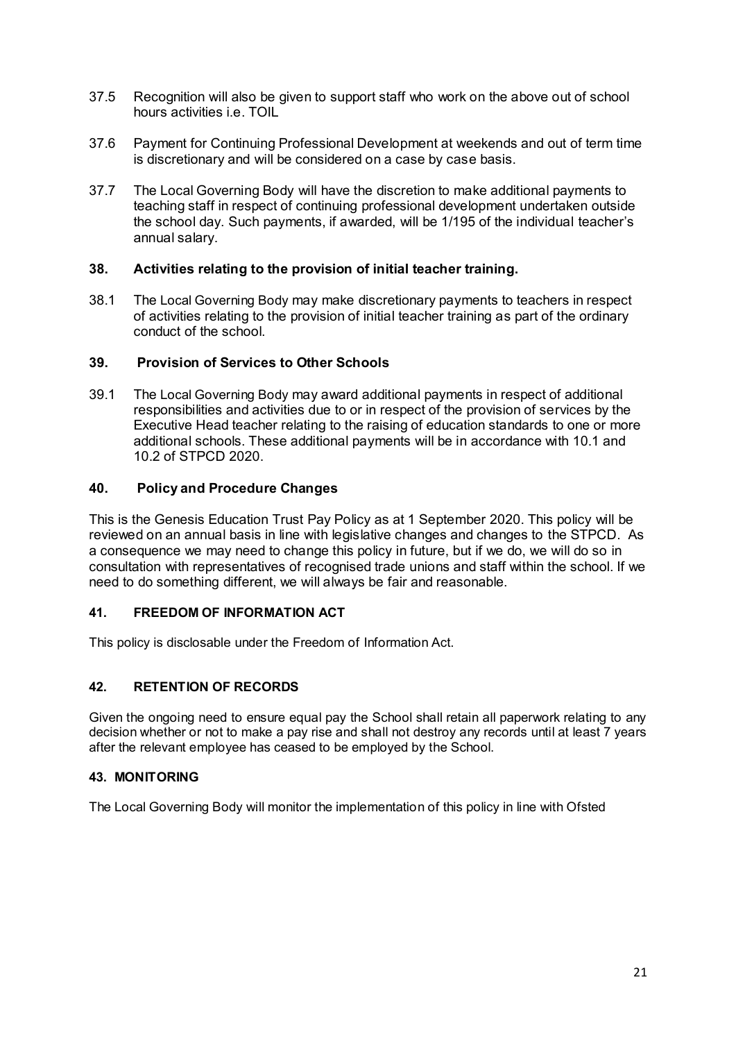37.5 Recognition will also be given to support staff who work on the above out of school hours activities i.e. TOIL

37.6 Payment for Continuing Professional Development at weekends and out of term time is discretionary and will be considered on a case by case basis.

37.7 The Local Governing Body will have the discretion to make additional payments to teaching staff in respect of continuing professional development undertaken outside the school day. Such payments, if awarded, will be 1/195 of the individual teacher's annual salary.

### 38. Activities relating to the provision of initial teacher training.

38.1 The Local Governing Body may make discretionary payments to teachers in respect of activities relating to the provision of initial teacher training as part of the ordinary conduct of the school.

### 39. Provision of Services to Other Schools

39.1 The Local Governing Body may award additional payments in respect of additional responsibilities and activities due to or in respect of the provision of services by the Executive Head teacher relating to the raising of education standards to one or more additional schools. These additional payments will be in accordance with 10.1 and 10.2 of STPCD 2020.

### 40. Policy and Procedure Changes

This is the Genesis Education Trust Pay Policy as at 1 September 2020. This policy will be reviewed on an annual basis in line with legislative changes and changes to the STPCD. As a consequence we may need to change this policy in future, but if we do, we will do so in consultation with representatives of recognised trade unions and staff within the school. If we need to do something different, we will always be fair and reasonable.

### 41. FREEDOM OF INFORMATION ACT

This policy is disclosable under the Freedom of Information Act.

### 42. RETENTION OF RECORDS

Given the ongoing need to ensure equal pay the School shall retain all paperwork relating to any decision whether or not to make a pay rise and shall not destroy any records until at least 7 years after the relevant employee has ceased to be employed by the School.

### 43. MONITORING

The Local Governing Body will monitor the implementation of this policy in line with Ofsted